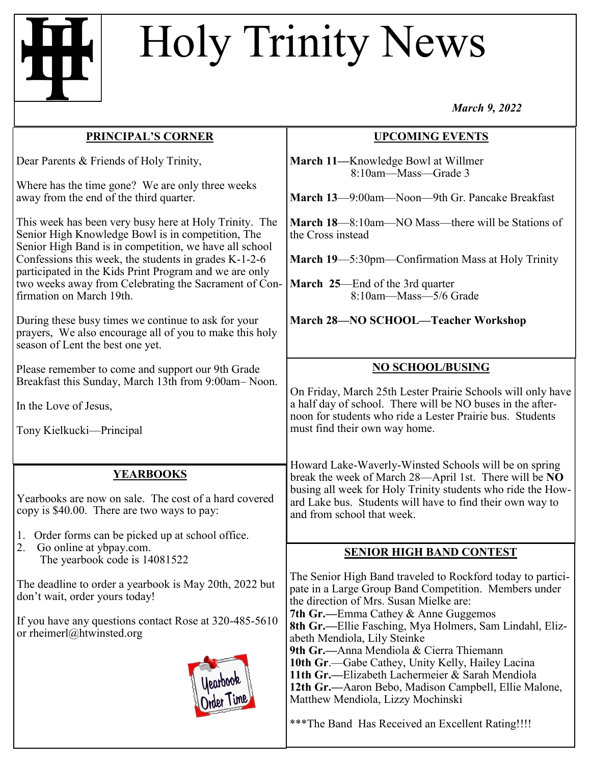# Holy Trinity News

*March 9, 2022*

## PRINCIPAL'S CORNER

Dear Parents & Friends of Holy Trinity,

Where has the time gone? We are only three weeks away from the end of the third quarter.

This week has been very busy here at Holy Trinity. The Senior High Knowledge Bowl is in competition, The Senior High Band is in competition, we have all school Confessions this week, the students in grades K-1-2-6 participated in the Kids Print Program and we are only two weeks away from Celebrating the Sacrament of Confirmation on March 19th.

During these busy times we continue to ask for your prayers, We also encourage all of you to make this holy season of Lent the best one yet.

Please remember to come and support our 9th Grade Breakfast this Sunday, March 13th from 9:00am– Noon.

In the Love of Jesus,

Tony Kielkucki—Principal

## YEARBOOKS

Yearbooks are now on sale. The cost of a hard covered copy is $40.00. There are two ways to pay:

1. Order forms can be picked up at school office.
2. Go online at ybpay.com.
   The yearbook code is 14081522

The deadline to order a yearbook is May 20th, 2022 but don't wait, order yours today!

If you have any questions contact Rose at 320-485-5610 or rheimerl@htwinsted.org

Yearbook Order Time

## UPCOMING EVENTS

**March 11—**Knowledge Bowl at Willmer
8:10am—Mass—Grade 3

**March 13**—9:00am—Noon—9th Gr. Pancake Breakfast

**March 18**—8:10am—NO Mass—there will be Stations of the Cross instead

**March 19**—5:30pm—Confirmation Mass at Holy Trinity

**March 25**—End of the 3rd quarter
8:10am—Mass—5/6 Grade

**March 28—NO SCHOOL—Teacher Workshop**

## NO SCHOOL/BUSING

On Friday, March 25th Lester Prairie Schools will only have a half day of school. There will be NO buses in the afternoon for students who ride a Lester Prairie bus. Students must find their own way home.

Howard Lake-Waverly-Winsted Schools will be on spring break the week of March 28—April 1st. There will be **NO** busing all week for Holy Trinity students who ride the Howard Lake bus. Students will have to find their own way to and from school that week.

## SENIOR HIGH BAND CONTEST

The Senior High Band traveled to Rockford today to participate in a Large Group Band Competition. Members under the direction of Mrs. Susan Mielke are:

**7th Gr.—**Emma Cathey & Anne Guggemos
**8th Gr.—**Ellie Fasching, Mya Holmers, Sam Lindahl, Elizabeth Mendiola, Lily Steinke
**9th Gr.—**Anna Mendiola & Cierra Thiemann
**10th Gr**.—Gabe Cathey, Unity Kelly, Hailey Lacina
**11th Gr.—**Elizabeth Lachermeier & Sarah Mendiola
**12th Gr.—**Aaron Bebo, Madison Campbell, Ellie Malone, Matthew Mendiola, Lizzy Mochinski

***The Band Has Received an Excellent Rating!!!!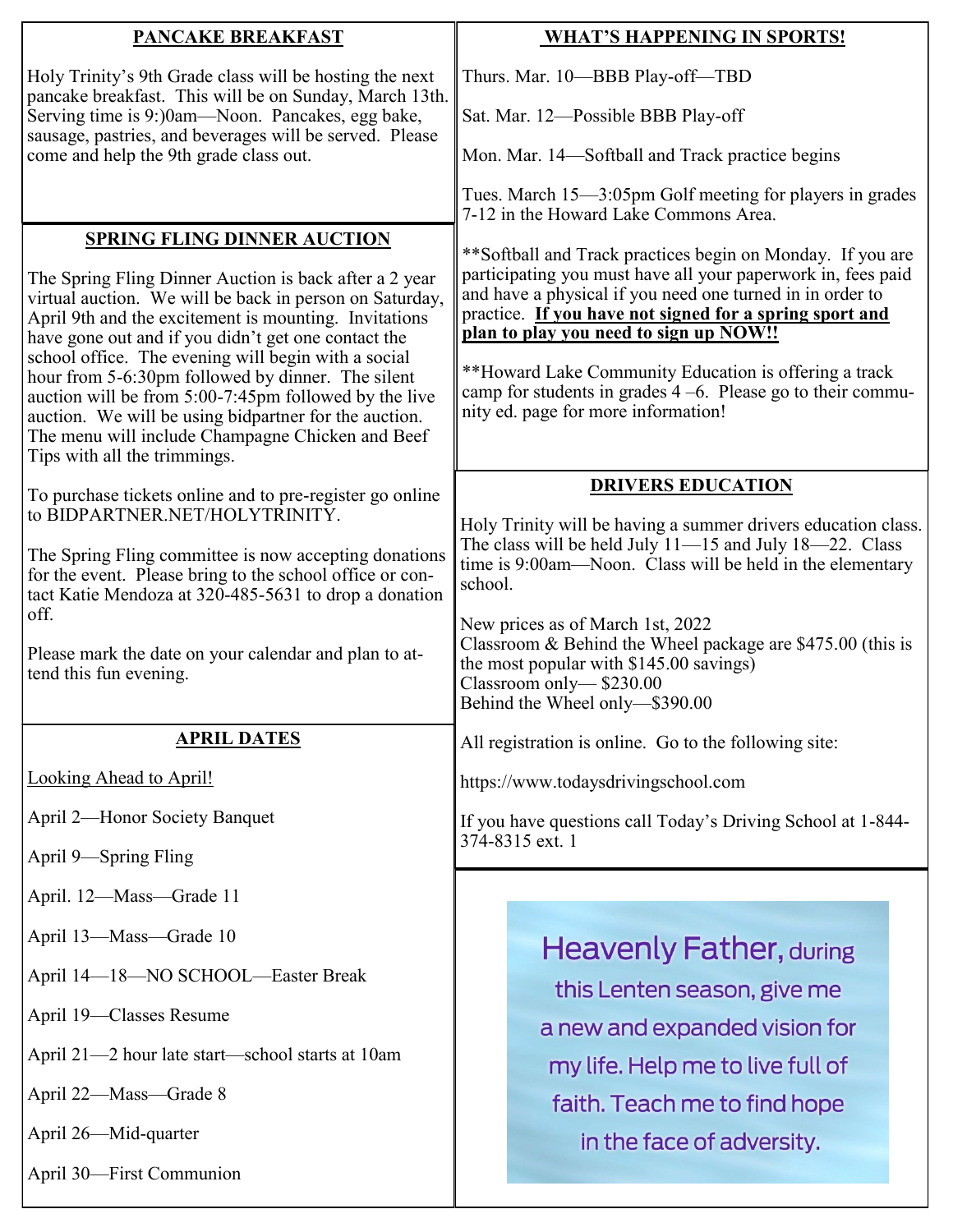## PANCAKE BREAKFAST

Holy Trinity's 9th Grade class will be hosting the next pancake breakfast. This will be on Sunday, March 13th. Serving time is 9:)0am—Noon. Pancakes, egg bake, sausage, pastries, and beverages will be served. Please come and help the 9th grade class out.

## SPRING FLING DINNER AUCTION

The Spring Fling Dinner Auction is back after a 2 year virtual auction. We will be back in person on Saturday, April 9th and the excitement is mounting. Invitations have gone out and if you didn't get one contact the school office. The evening will begin with a social hour from 5-6:30pm followed by dinner. The silent auction will be from 5:00-7:45pm followed by the live auction. We will be using bidpartner for the auction. The menu will include Champagne Chicken and Beef Tips with all the trimmings.

To purchase tickets online and to pre-register go online to BIDPARTNER.NET/HOLYTRINITY.

The Spring Fling committee is now accepting donations for the event. Please bring to the school office or contact Katie Mendoza at 320-485-5631 to drop a donation off.

Please mark the date on your calendar and plan to attend this fun evening.

## APRIL DATES

Looking Ahead to April!

April 2—Honor Society Banquet

April 9—Spring Fling

April. 12—Mass—Grade 11

April 13—Mass—Grade 10

April 14—18—NO SCHOOL—Easter Break

April 19—Classes Resume

April 21—2 hour late start—school starts at 10am

April 22—Mass—Grade 8

April 26—Mid-quarter

April 30—First Communion

## WHAT'S HAPPENING IN SPORTS!

Thurs. Mar. 10—BBB Play-off—TBD

Sat. Mar. 12—Possible BBB Play-off

Mon. Mar. 14—Softball and Track practice begins

Tues. March 15—3:05pm Golf meeting for players in grades 7-12 in the Howard Lake Commons Area.

**Softball and Track practices begin on Monday. If you are participating you must have all your paperwork in, fees paid and have a physical if you need one turned in in order to practice. **If you have not signed for a spring sport and plan to play you need to sign up NOW!!**

**Howard Lake Community Education is offering a track camp for students in grades 4 –6. Please go to their community ed. page for more information!

## DRIVERS EDUCATION

Holy Trinity will be having a summer drivers education class. The class will be held July 11—15 and July 18—22. Class time is 9:00am—Noon. Class will be held in the elementary school.

New prices as of March 1st, 2022
Classroom & Behind the Wheel package are $475.00 (this is the most popular with $145.00 savings)
Classroom only— $230.00
Behind the Wheel only—$390.00

All registration is online. Go to the following site:

https://www.todaysdrivingschool.com

If you have questions call Today's Driving School at 1-844-374-8315 ext. 1

Heavenly Father, during this Lenten season, give me a new and expanded vision for my life. Help me to live full of faith. Teach me to find hope in the face of adversity.